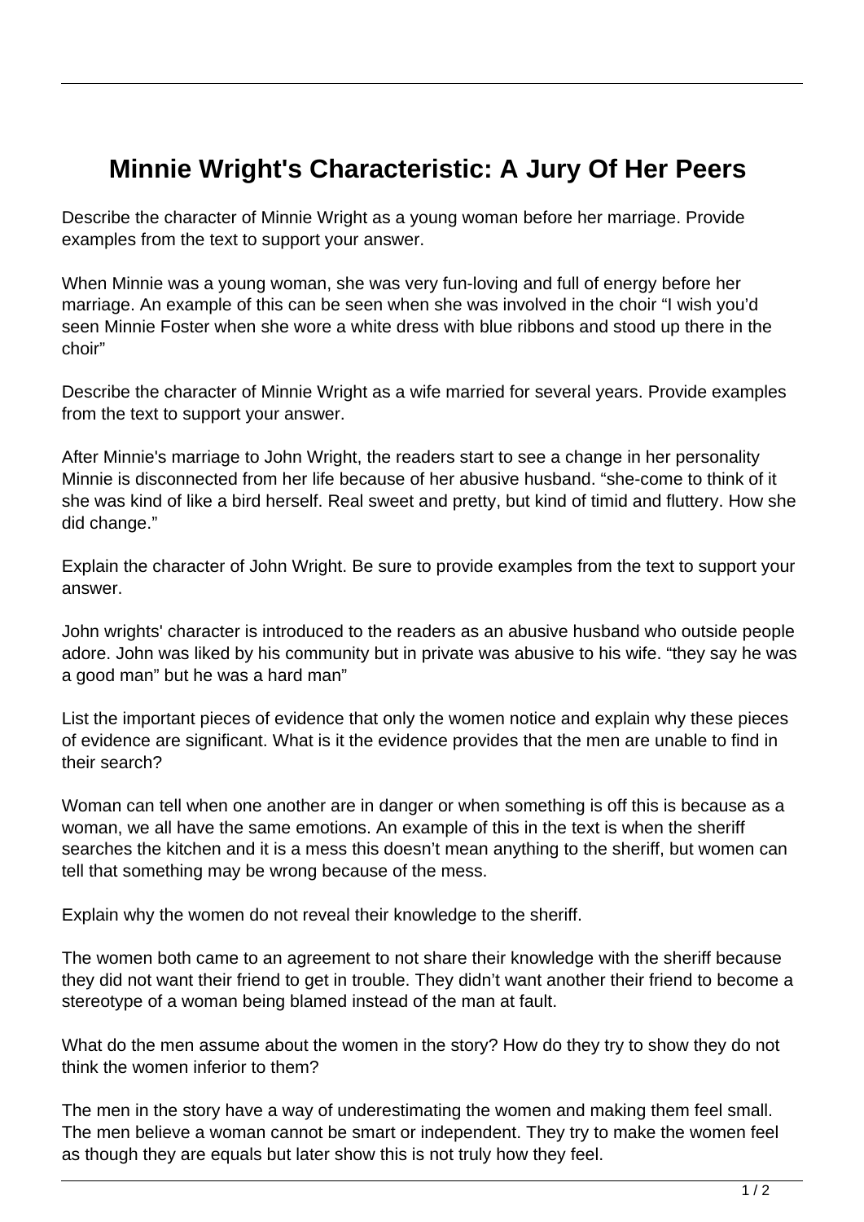# Minnie Wright's Characteristic: A Jury Of Her Peers

Describe the character of Minnie Wright as a young woman before her marriage. Provide examples from the text to support your answer.

When Minnie was a young woman, she was very fun-loving and full of energy before her marriage. An example of this can be seen when she was involved in the choir "I wish you'd seen Minnie Foster when she wore a white dress with blue ribbons and stood up there in the choir"

Describe the character of Minnie Wright as a wife married for several years. Provide examples from the text to support your answer.

After Minnie's marriage to John Wright, the readers start to see a change in her personality Minnie is disconnected from her life because of her abusive husband. "she-come to think of it she was kind of like a bird herself. Real sweet and pretty, but kind of timid and fluttery. How she did change."

Explain the character of John Wright. Be sure to provide examples from the text to support your answer.

John wrights' character is introduced to the readers as an abusive husband who outside people adore. John was liked by his community but in private was abusive to his wife. "they say he was a good man" but he was a hard man"

List the important pieces of evidence that only the women notice and explain why these pieces of evidence are significant. What is it the evidence provides that the men are unable to find in their search?

Woman can tell when one another are in danger or when something is off this is because as a woman, we all have the same emotions. An example of this in the text is when the sheriff searches the kitchen and it is a mess this doesn't mean anything to the sheriff, but women can tell that something may be wrong because of the mess.

Explain why the women do not reveal their knowledge to the sheriff.

The women both came to an agreement to not share their knowledge with the sheriff because they did not want their friend to get in trouble. They didn't want another their friend to become a stereotype of a woman being blamed instead of the man at fault.

What do the men assume about the women in the story? How do they try to show they do not think the women inferior to them?

The men in the story have a way of underestimating the women and making them feel small. The men believe a woman cannot be smart or independent. They try to make the women feel as though they are equals but later show this is not truly how they feel.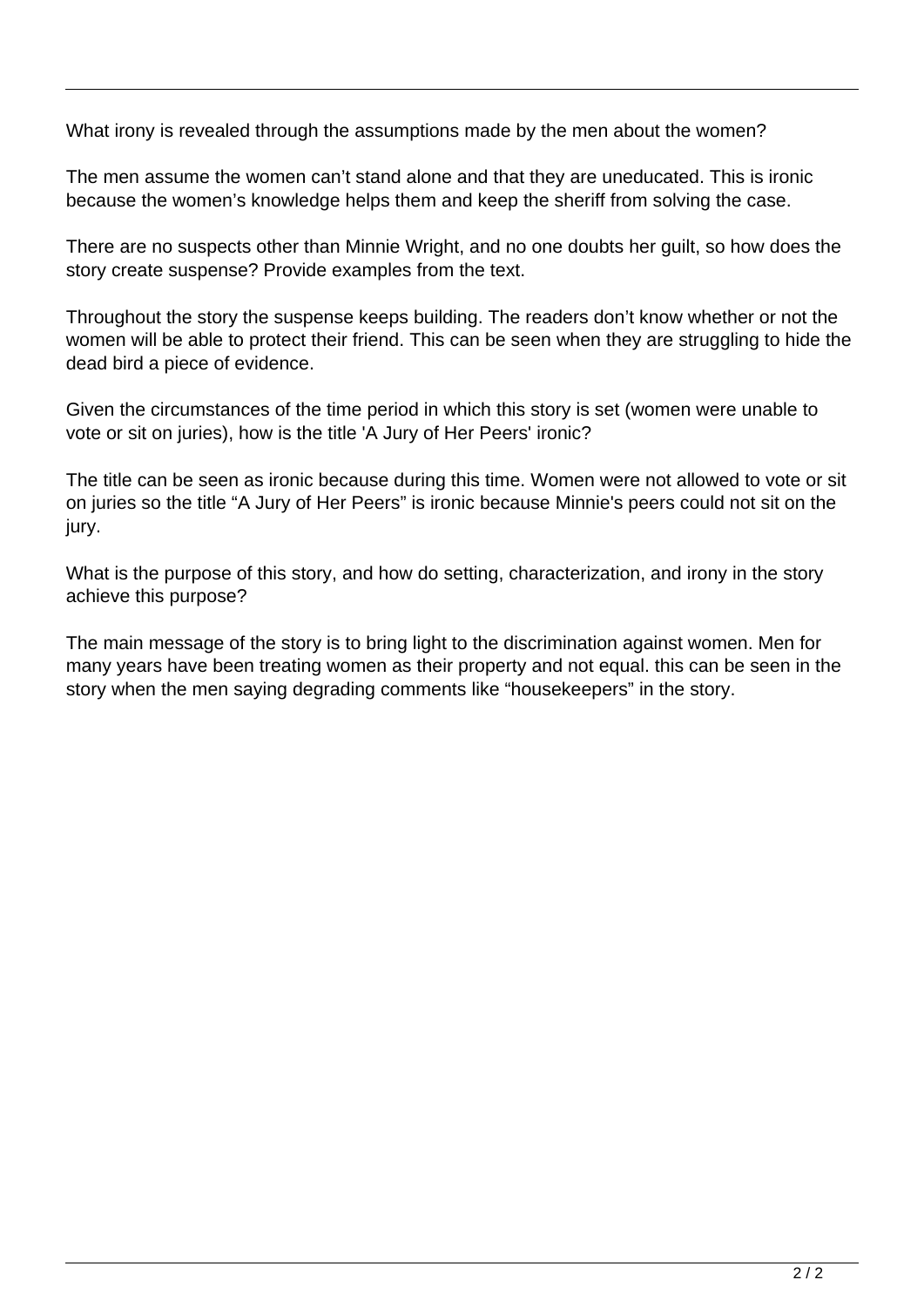What irony is revealed through the assumptions made by the men about the women?

The men assume the women can't stand alone and that they are uneducated. This is ironic because the women's knowledge helps them and keep the sheriff from solving the case.

There are no suspects other than Minnie Wright, and no one doubts her guilt, so how does the story create suspense? Provide examples from the text.

Throughout the story the suspense keeps building. The readers don't know whether or not the women will be able to protect their friend. This can be seen when they are struggling to hide the dead bird a piece of evidence.

Given the circumstances of the time period in which this story is set (women were unable to vote or sit on juries), how is the title 'A Jury of Her Peers' ironic?

The title can be seen as ironic because during this time. Women were not allowed to vote or sit on juries so the title "A Jury of Her Peers" is ironic because Minnie's peers could not sit on the jury.

What is the purpose of this story, and how do setting, characterization, and irony in the story achieve this purpose?

The main message of the story is to bring light to the discrimination against women. Men for many years have been treating women as their property and not equal. this can be seen in the story when the men saying degrading comments like "housekeepers" in the story.